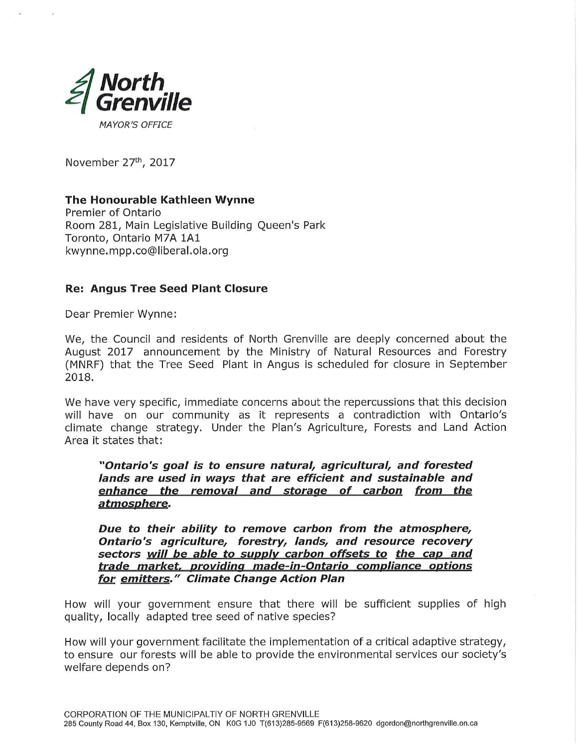**North Grenville**

*MAYOR'S OFFICE*

November 27th, 2017

**The Honourable Kathleen Wynne**
Premier of Ontario
Room 281, Main Legislative Building Queen's Park
Toronto, Ontario M7A 1A1
kwynne.mpp.co@liberal.ola.org

**Re: Angus Tree Seed Plant Closure**

Dear Premier Wynne:

We, the Council and residents of North Grenville are deeply concerned about the August 2017 announcement by the Ministry of Natural Resources and Forestry (MNRF) that the Tree Seed Plant in Angus is scheduled for closure in September 2018.

We have very specific, immediate concerns about the repercussions that this decision will have on our community as it represents a contradiction with Ontario's climate change strategy. Under the Plan's Agriculture, Forests and Land Action Area it states that:

> ***"Ontario's goal is to ensure natural, agricultural, and forested lands are used in ways that are efficient and sustainable and <u>enhance the removal and storage of carbon</u> <u>from the atmosphere</u>.***
>
> ***Due to their ability to remove carbon from the atmosphere, Ontario's agriculture, forestry, lands, and resource recovery sectors <u>will be able to supply carbon offsets to</u> <u>the cap and trade market, providing made-in-Ontario compliance options</u> <u>for</u> <u>emitters</u>." Climate Change Action Plan***

How will your government ensure that there will be sufficient supplies of high quality, locally adapted tree seed of native species?

How will your government facilitate the implementation of a critical adaptive strategy, to ensure our forests will be able to provide the environmental services our society's welfare depends on?

CORPORATION OF THE MUNICIPALTIY OF NORTH GRENVILLE
285 County Road 44, Box 130, Kemptville, ON K0G 1J0 T(613)285-9569 F(613)258-9620 dgordon@northgrenville.on.ca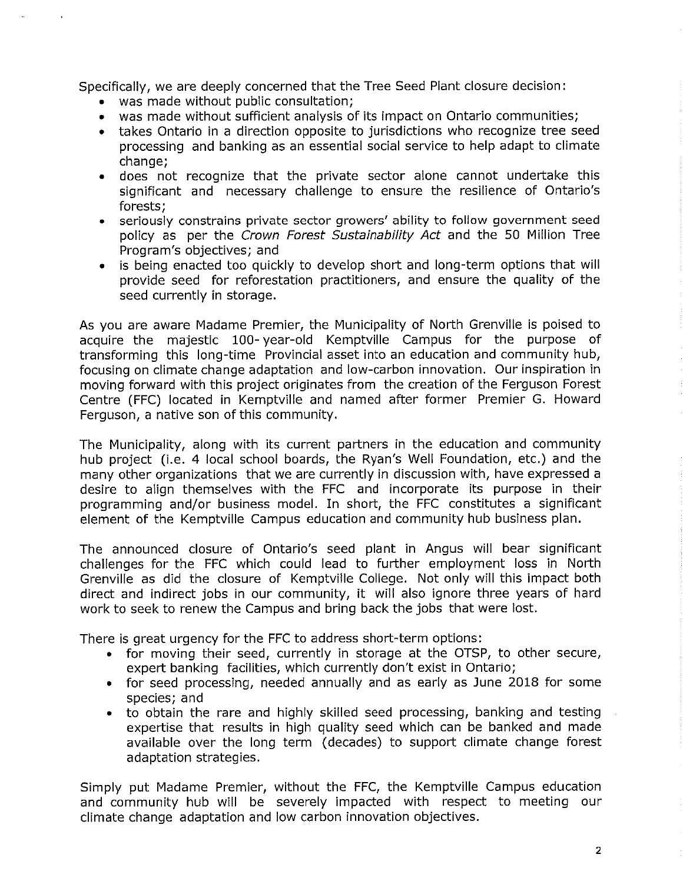Specifically, we are deeply concerned that the Tree Seed Plant closure decision:

- was made without public consultation;
- was made without sufficient analysis of its impact on Ontario communities;
- takes Ontario in a direction opposite to jurisdictions who recognize tree seed processing and banking as an essential social service to help adapt to climate change;
- does not recognize that the private sector alone cannot undertake this significant and necessary challenge to ensure the resilience of Ontario's forests;
- seriously constrains private sector growers' ability to follow government seed policy as per the *Crown Forest Sustainability Act* and the 50 Million Tree Program's objectives; and
- is being enacted too quickly to develop short and long-term options that will provide seed for reforestation practitioners, and ensure the quality of the seed currently in storage.

As you are aware Madame Premier, the Municipality of North Grenville is poised to acquire the majestic 100-year-old Kemptville Campus for the purpose of transforming this long-time Provincial asset into an education and community hub, focusing on climate change adaptation and low-carbon innovation. Our inspiration in moving forward with this project originates from the creation of the Ferguson Forest Centre (FFC) located in Kemptville and named after former Premier G. Howard Ferguson, a native son of this community.

The Municipality, along with its current partners in the education and community hub project (i.e. 4 local school boards, the Ryan's Well Foundation, etc.) and the many other organizations that we are currently in discussion with, have expressed a desire to align themselves with the FFC and incorporate its purpose in their programming and/or business model. In short, the FFC constitutes a significant element of the Kemptville Campus education and community hub business plan.

The announced closure of Ontario's seed plant in Angus will bear significant challenges for the FFC which could lead to further employment loss in North Grenville as did the closure of Kemptville College. Not only will this impact both direct and indirect jobs in our community, it will also ignore three years of hard work to seek to renew the Campus and bring back the jobs that were lost.

There is great urgency for the FFC to address short-term options:

- for moving their seed, currently in storage at the OTSP, to other secure, expert banking facilities, which currently don't exist in Ontario;
- for seed processing, needed annually and as early as June 2018 for some species; and
- to obtain the rare and highly skilled seed processing, banking and testing expertise that results in high quality seed which can be banked and made available over the long term (decades) to support climate change forest adaptation strategies.

Simply put Madame Premier, without the FFC, the Kemptville Campus education and community hub will be severely impacted with respect to meeting our climate change adaptation and low carbon innovation objectives.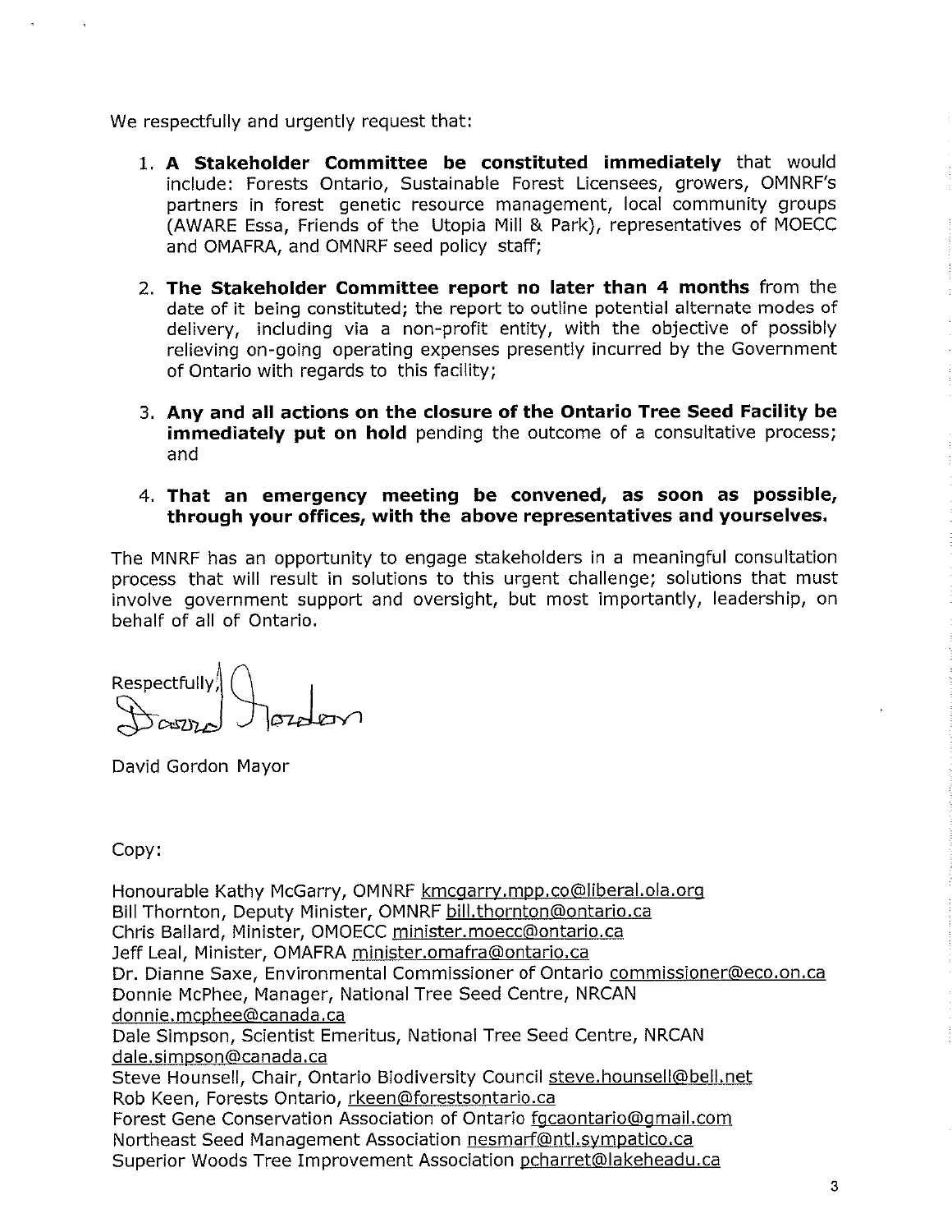We respectfully and urgently request that:

1. **A Stakeholder Committee be constituted immediately** that would include: Forests Ontario, Sustainable Forest Licensees, growers, OMNRF's partners in forest genetic resource management, local community groups (AWARE Essa, Friends of the Utopia Mill & Park), representatives of MOECC and OMAFRA, and OMNRF seed policy staff;

2. **The Stakeholder Committee report no later than 4 months** from the date of it being constituted; the report to outline potential alternate modes of delivery, including via a non-profit entity, with the objective of possibly relieving on-going operating expenses presently incurred by the Government of Ontario with regards to this facility;

3. **Any and all actions on the closure of the Ontario Tree Seed Facility be immediately put on hold** pending the outcome of a consultative process; and

4. **That an emergency meeting be convened, as soon as possible, through your offices, with the above representatives and yourselves.**

The MNRF has an opportunity to engage stakeholders in a meaningful consultation process that will result in solutions to this urgent challenge; solutions that must involve government support and oversight, but most importantly, leadership, on behalf of all of Ontario.

Respectfully,

David Gordon Mayor

Copy:

Honourable Kathy McGarry, OMNRF kmcgarry.mpp.co@liberal.ola.org
Bill Thornton, Deputy Minister, OMNRF bill.thornton@ontario.ca
Chris Ballard, Minister, OMOECC minister.moecc@ontario.ca
Jeff Leal, Minister, OMAFRA minister.omafra@ontario.ca
Dr. Dianne Saxe, Environmental Commissioner of Ontario commissioner@eco.on.ca
Donnie McPhee, Manager, National Tree Seed Centre, NRCAN donnie.mcphee@canada.ca
Dale Simpson, Scientist Emeritus, National Tree Seed Centre, NRCAN dale.simpson@canada.ca
Steve Hounsell, Chair, Ontario Biodiversity Council steve.hounsell@bell.net
Rob Keen, Forests Ontario, rkeen@forestsontario.ca
Forest Gene Conservation Association of Ontario fgcaontario@gmail.com
Northeast Seed Management Association nesmarf@ntl.sympatico.ca
Superior Woods Tree Improvement Association pcharret@lakeheadu.ca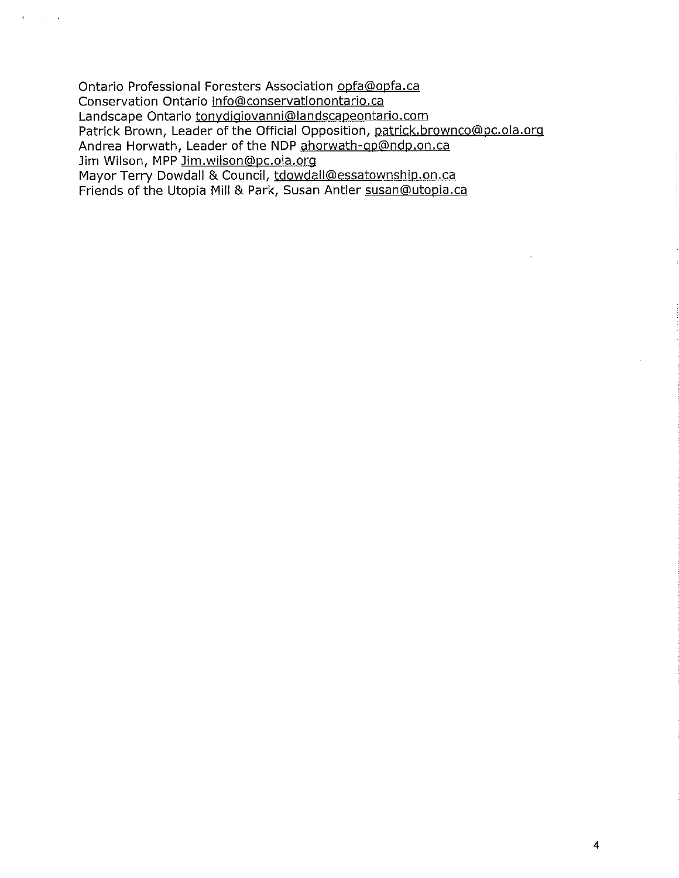Ontario Professional Foresters Association opfa@opfa.ca
Conservation Ontario info@conservationontario.ca
Landscape Ontario tonydigiovanni@landscapeontario.com
Patrick Brown, Leader of the Official Opposition, patrick.brownco@pc.ola.org
Andrea Horwath, Leader of the NDP ahorwath-qp@ndp.on.ca
Jim Wilson, MPP Jim.wilson@pc.ola.org
Mayor Terry Dowdall & Council, tdowdall@essatownship.on.ca
Friends of the Utopia Mill & Park, Susan Antler susan@utopia.ca